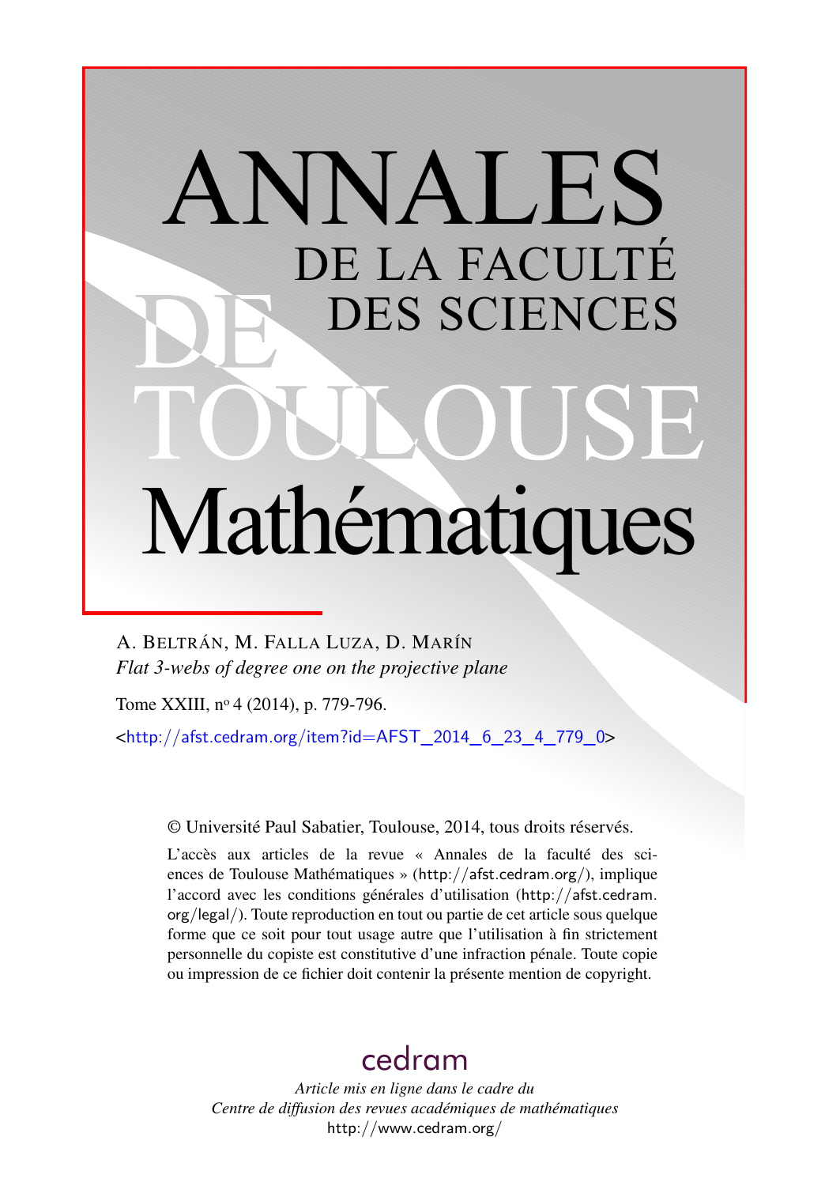# ANNALES DE LA FACULTÉ DES SCIENCES DE TOULOUSE Mathématiques

A. Beltrán, M. Falla Luza, D. Marín

*Flat 3-webs of degree one on the projective plane*

Tome XXIII, nº 4 (2014), p. 779-796.

<http://afst.cedram.org/item?id=AFST_2014_6_23_4_779_0>

© Université Paul Sabatier, Toulouse, 2014, tous droits réservés.

L'accès aux articles de la revue « Annales de la faculté des sciences de Toulouse Mathématiques » (http://afst.cedram.org/), implique l'accord avec les conditions générales d'utilisation (http://afst.cedram.org/legal/). Toute reproduction en tout ou partie de cet article sous quelque forme que ce soit pour tout usage autre que l'utilisation à fin strictement personnelle du copiste est constitutive d'une infraction pénale. Toute copie ou impression de ce fichier doit contenir la présente mention de copyright.

cedram

*Article mis en ligne dans le cadre du Centre de diffusion des revues académiques de mathématiques*

http://www.cedram.org/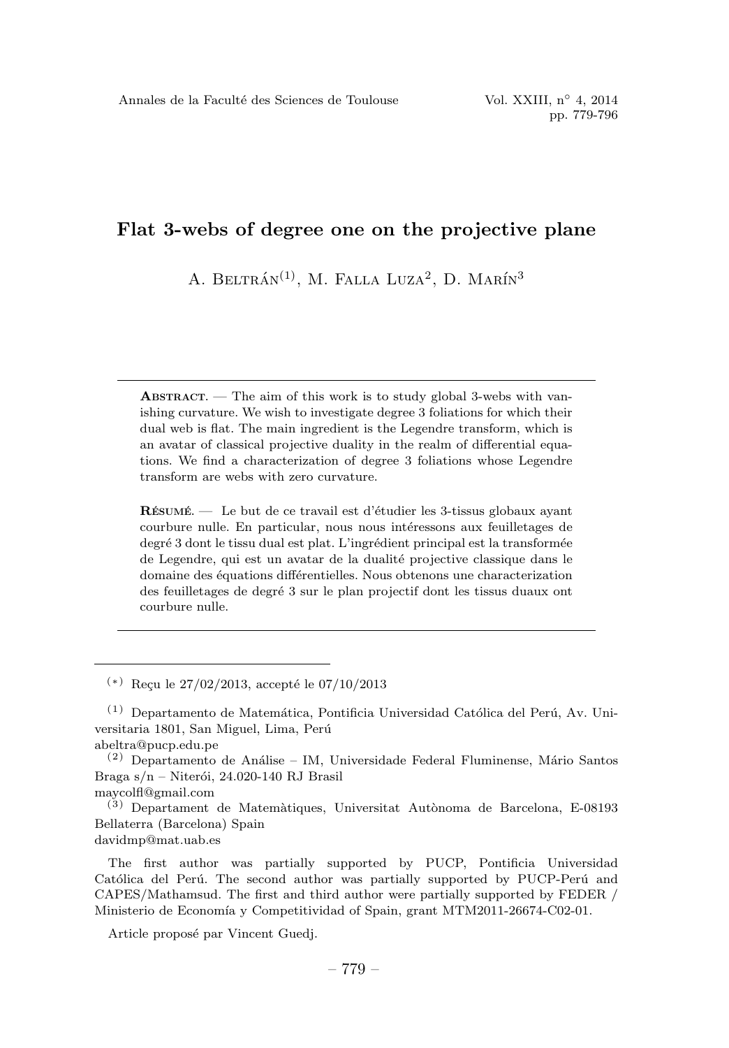# Flat 3-webs of degree one on the projective plane

A. Beltrán[(1)], M. Falla Luza[2], D. Marín[3]

---

**Abstract.** — The aim of this work is to study global 3-webs with vanishing curvature. We wish to investigate degree 3 foliations for which their dual web is flat. The main ingredient is the Legendre transform, which is an avatar of classical projective duality in the realm of differential equations. We find a characterization of degree 3 foliations whose Legendre transform are webs with zero curvature.

**Résumé.** — Le but de ce travail est d'étudier les 3-tissus globaux ayant courbure nulle. En particulier, nous nous intéressons aux feuilletages de degré 3 dont le tissu dual est plat. L'ingrédient principal est la transformée de Legendre, qui est un avatar de la dualité projective classique dans le domaine des équations différentielles. Nous obtenons une characterization des feuilletages de degré 3 sur le plan projectif dont les tissus duaux ont courbure nulle.

---

[(*)] Reçu le 27/02/2013, accepté le 07/10/2013

[(1)] Departamento de Matemática, Pontificia Universidad Católica del Perú, Av. Universitaria 1801, San Miguel, Lima, Perú
abeltra@pucp.edu.pe

[(2)] Departamento de Análise – IM, Universidade Federal Fluminense, Mário Santos Braga s/n – Niterói, 24.020-140 RJ Brasil
maycolfl@gmail.com

[(3)] Departament de Matemàtiques, Universitat Autònoma de Barcelona, E-08193 Bellaterra (Barcelona) Spain
davidmp@mat.uab.es

The first author was partially supported by PUCP, Pontificia Universidad Católica del Perú. The second author was partially supported by PUCP-Perú and CAPES/Mathamsud. The first and third author were partially supported by FEDER / Ministerio de Economía y Competitividad of Spain, grant MTM2011-26674-C02-01.

Article proposé par Vincent Guedj.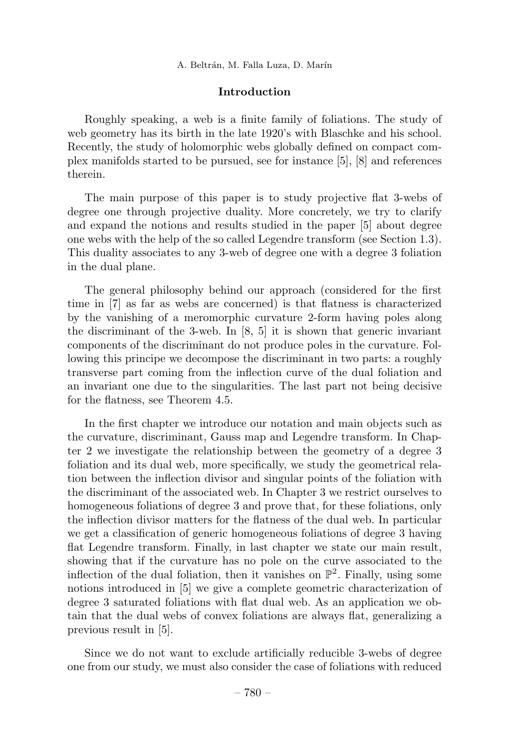## Introduction

Roughly speaking, a web is a finite family of foliations. The study of web geometry has its birth in the late 1920's with Blaschke and his school. Recently, the study of holomorphic webs globally defined on compact complex manifolds started to be pursued, see for instance [5], [8] and references therein.

The main purpose of this paper is to study projective flat 3-webs of degree one through projective duality. More concretely, we try to clarify and expand the notions and results studied in the paper [5] about degree one webs with the help of the so called Legendre transform (see Section 1.3). This duality associates to any 3-web of degree one with a degree 3 foliation in the dual plane.

The general philosophy behind our approach (considered for the first time in [7] as far as webs are concerned) is that flatness is characterized by the vanishing of a meromorphic curvature 2-form having poles along the discriminant of the 3-web. In [8, 5] it is shown that generic invariant components of the discriminant do not produce poles in the curvature. Following this principe we decompose the discriminant in two parts: a roughly transverse part coming from the inflection curve of the dual foliation and an invariant one due to the singularities. The last part not being decisive for the flatness, see Theorem 4.5.

In the first chapter we introduce our notation and main objects such as the curvature, discriminant, Gauss map and Legendre transform. In Chapter 2 we investigate the relationship between the geometry of a degree 3 foliation and its dual web, more specifically, we study the geometrical relation between the inflection divisor and singular points of the foliation with the discriminant of the associated web. In Chapter 3 we restrict ourselves to homogeneous foliations of degree 3 and prove that, for these foliations, only the inflection divisor matters for the flatness of the dual web. In particular we get a classification of generic homogeneous foliations of degree 3 having flat Legendre transform. Finally, in last chapter we state our main result, showing that if the curvature has no pole on the curve associated to the inflection of the dual foliation, then it vanishes on $\mathbb{P}^2$. Finally, using some notions introduced in [5] we give a complete geometric characterization of degree 3 saturated foliations with flat dual web. As an application we obtain that the dual webs of convex foliations are always flat, generalizing a previous result in [5].

Since we do not want to exclude artificially reducible 3-webs of degree one from our study, we must also consider the case of foliations with reduced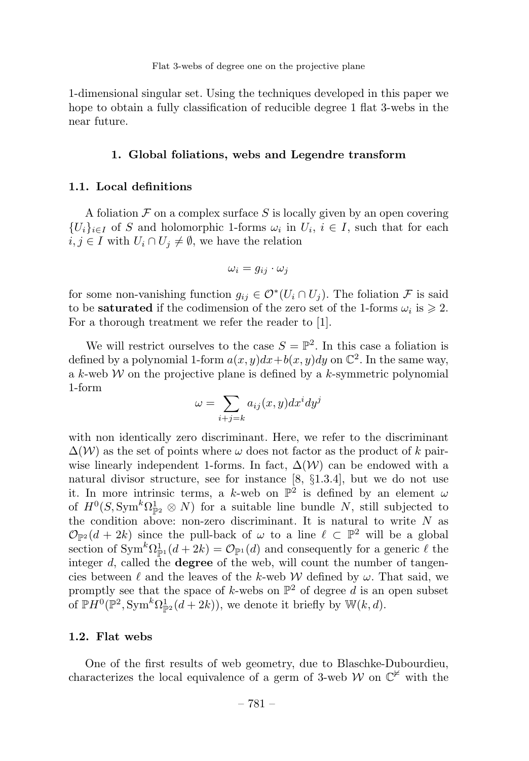1-dimensional singular set. Using the techniques developed in this paper we hope to obtain a fully classification of reducible degree 1 flat 3-webs in the near future.

## 1. Global foliations, webs and Legendre transform

### 1.1. Local definitions

A foliation $\mathcal{F}$ on a complex surface $S$ is locally given by an open covering $\{U_i\}_{i\in I}$ of $S$ and holomorphic 1-forms $\omega_i$ in $U_i$, $i \in I$, such that for each $i, j \in I$ with $U_i \cap U_j \neq \emptyset$, we have the relation

$$\omega_i = g_{ij} \cdot \omega_j$$

for some non-vanishing function $g_{ij} \in \mathcal{O}^*(U_i \cap U_j)$. The foliation $\mathcal{F}$ is said to be **saturated** if the codimension of the zero set of the 1-forms $\omega_i$ is $\geqslant 2$. For a thorough treatment we refer the reader to [1].

We will restrict ourselves to the case $S = \mathbb{P}^2$. In this case a foliation is defined by a polynomial 1-form $a(x,y)dx + b(x,y)dy$ on $\mathbb{C}^2$. In the same way, a $k$-web $\mathcal{W}$ on the projective plane is defined by a $k$-symmetric polynomial 1-form

$$\omega = \sum_{i+j=k} a_{ij}(x,y)dx^i dy^j$$

with non identically zero discriminant. Here, we refer to the discriminant $\Delta(\mathcal{W})$ as the set of points where $\omega$ does not factor as the product of $k$ pairwise linearly independent 1-forms. In fact, $\Delta(\mathcal{W})$ can be endowed with a natural divisor structure, see for instance [8, §1.3.4], but we do not use it. In more intrinsic terms, a $k$-web on $\mathbb{P}^2$ is defined by an element $\omega$ of $H^0(S, \mathrm{Sym}^k\Omega^1_{\mathbb{P}^2} \otimes N)$ for a suitable line bundle $N$, still subjected to the condition above: non-zero discriminant. It is natural to write $N$ as $\mathcal{O}_{\mathbb{P}^2}(d + 2k)$ since the pull-back of $\omega$ to a line $\ell \subset \mathbb{P}^2$ will be a global section of $\mathrm{Sym}^k\Omega^1_{\mathbb{P}^1}(d + 2k) = \mathcal{O}_{\mathbb{P}^1}(d)$ and consequently for a generic $\ell$ the integer $d$, called the **degree** of the web, will count the number of tangencies between $\ell$ and the leaves of the $k$-web $\mathcal{W}$ defined by $\omega$. That said, we promptly see that the space of $k$-webs on $\mathbb{P}^2$ of degree $d$ is an open subset of $\mathbb{P}H^0(\mathbb{P}^2, \mathrm{Sym}^k\Omega^1_{\mathbb{P}^2}(d + 2k))$, we denote it briefly by $\mathbb{W}(k, d)$.

### 1.2. Flat webs

One of the first results of web geometry, due to Blaschke-Dubourdieu, characterizes the local equivalence of a germ of 3-web $\mathcal{W}$ on $\mathbb{C}^{\not{2}}$ with the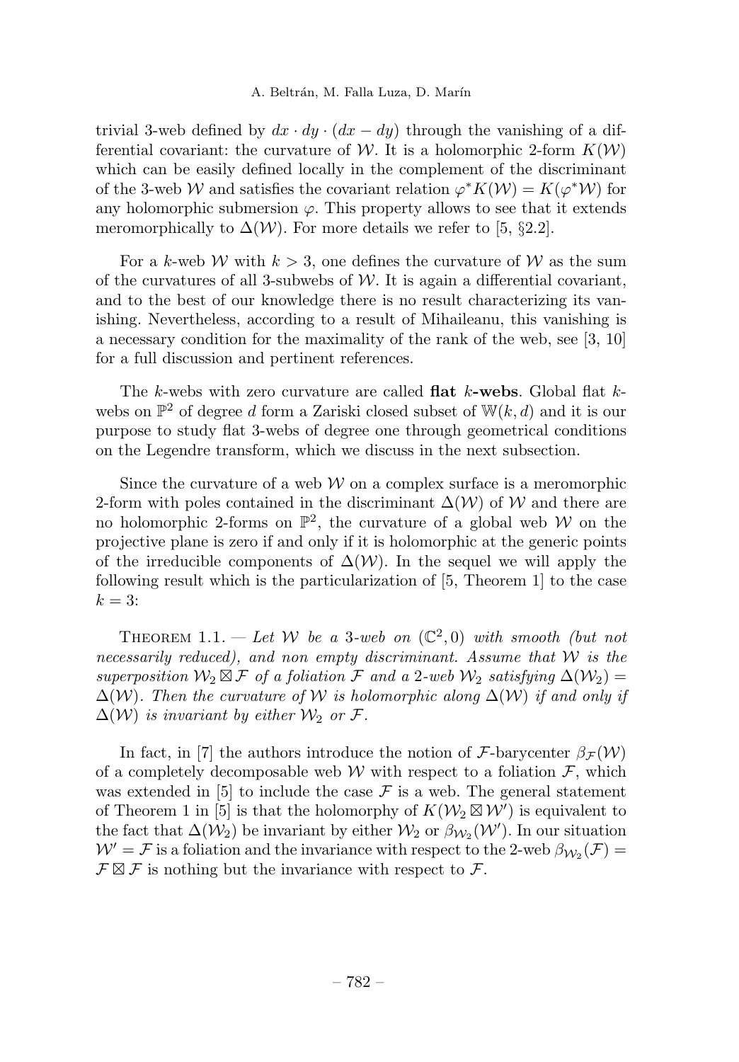trivial 3-web defined by $dx \cdot dy \cdot (dx - dy)$ through the vanishing of a differential covariant: the curvature of $\mathcal{W}$. It is a holomorphic 2-form $K(\mathcal{W})$ which can be easily defined locally in the complement of the discriminant of the 3-web $\mathcal{W}$ and satisfies the covariant relation $\varphi^* K(\mathcal{W}) = K(\varphi^* \mathcal{W})$ for any holomorphic submersion $\varphi$. This property allows to see that it extends meromorphically to $\Delta(\mathcal{W})$. For more details we refer to [5, §2.2].

For a $k$-web $\mathcal{W}$ with $k > 3$, one defines the curvature of $\mathcal{W}$ as the sum of the curvatures of all 3-subwebs of $\mathcal{W}$. It is again a differential covariant, and to the best of our knowledge there is no result characterizing its vanishing. Nevertheless, according to a result of Mihaileanu, this vanishing is a necessary condition for the maximality of the rank of the web, see [3, 10] for a full discussion and pertinent references.

The $k$-webs with zero curvature are called **flat $k$-webs**. Global flat $k$-webs on $\mathbb{P}^2$ of degree $d$ form a Zariski closed subset of $\mathbb{W}(k, d)$ and it is our purpose to study flat 3-webs of degree one through geometrical conditions on the Legendre transform, which we discuss in the next subsection.

Since the curvature of a web $\mathcal{W}$ on a complex surface is a meromorphic 2-form with poles contained in the discriminant $\Delta(\mathcal{W})$ of $\mathcal{W}$ and there are no holomorphic 2-forms on $\mathbb{P}^2$, the curvature of a global web $\mathcal{W}$ on the projective plane is zero if and only if it is holomorphic at the generic points of the irreducible components of $\Delta(\mathcal{W})$. In the sequel we will apply the following result which is the particularization of [5, Theorem 1] to the case $k = 3$:

Theorem 1.1. — *Let $\mathcal{W}$ be a 3-web on $(\mathbb{C}^2, 0)$ with smooth (but not necessarily reduced), and non empty discriminant. Assume that $\mathcal{W}$ is the superposition $\mathcal{W}_2 \boxtimes \mathcal{F}$ of a foliation $\mathcal{F}$ and a 2-web $\mathcal{W}_2$ satisfying $\Delta(\mathcal{W}_2) = \Delta(\mathcal{W})$. Then the curvature of $\mathcal{W}$ is holomorphic along $\Delta(\mathcal{W})$ if and only if $\Delta(\mathcal{W})$ is invariant by either $\mathcal{W}_2$ or $\mathcal{F}$.*

In fact, in [7] the authors introduce the notion of $\mathcal{F}$-barycenter $\beta_{\mathcal{F}}(\mathcal{W})$ of a completely decomposable web $\mathcal{W}$ with respect to a foliation $\mathcal{F}$, which was extended in [5] to include the case $\mathcal{F}$ is a web. The general statement of Theorem 1 in [5] is that the holomorphy of $K(\mathcal{W}_2 \boxtimes \mathcal{W}')$ is equivalent to the fact that $\Delta(\mathcal{W}_2)$ be invariant by either $\mathcal{W}_2$ or $\beta_{\mathcal{W}_2}(\mathcal{W}')$. In our situation $\mathcal{W}' = \mathcal{F}$ is a foliation and the invariance with respect to the 2-web $\beta_{\mathcal{W}_2}(\mathcal{F}) = \mathcal{F} \boxtimes \mathcal{F}$ is nothing but the invariance with respect to $\mathcal{F}$.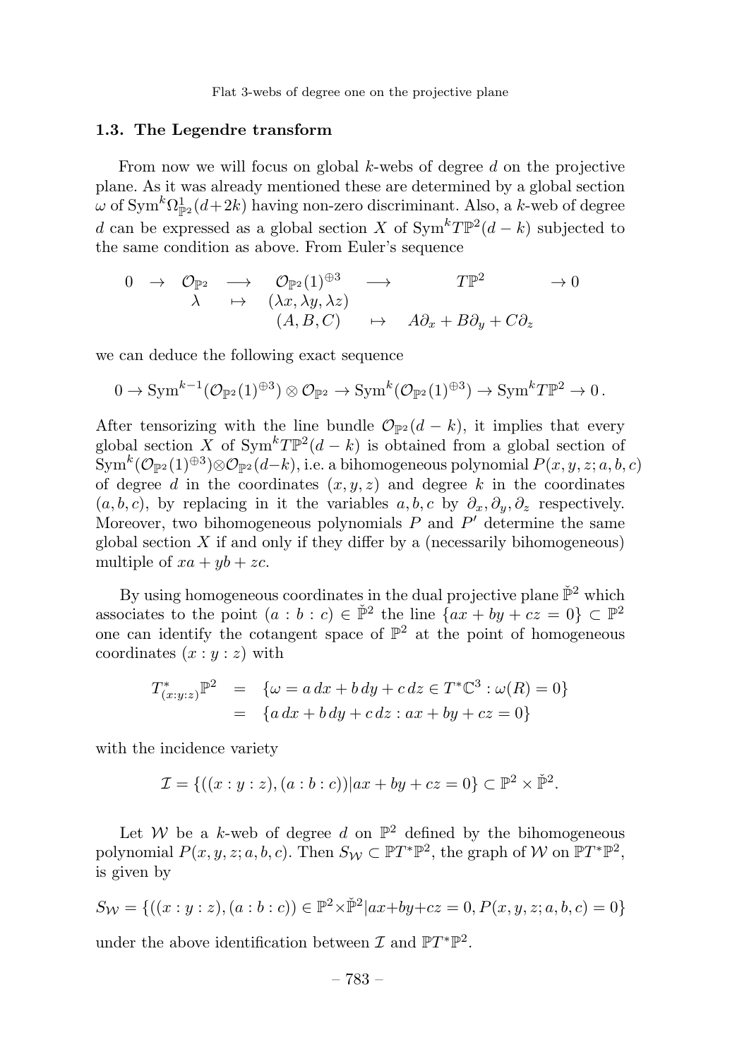### 1.3. The Legendre transform

From now we will focus on global $k$-webs of degree $d$ on the projective plane. As it was already mentioned these are determined by a global section $\omega$ of $\mathrm{Sym}^k\Omega^1_{\mathbb{P}^2}(d+2k)$ having non-zero discriminant. Also, a $k$-web of degree $d$ can be expressed as a global section $X$ of $\mathrm{Sym}^k T\mathbb{P}^2(d-k)$ subjected to the same condition as above. From Euler's sequence

$$
\begin{array}{ccccccc}
0 & \to & \mathcal{O}_{\mathbb{P}^2} & \longrightarrow & \mathcal{O}_{\mathbb{P}^2}(1)^{\oplus 3} & \longrightarrow & T\mathbb{P}^2 & \to 0 \\
 & & \lambda & \mapsto & (\lambda x, \lambda y, \lambda z) & & & \\
 & & & & (A,B,C) & \mapsto & A\partial_x + B\partial_y + C\partial_z &
\end{array}
$$

we can deduce the following exact sequence

$$
0 \to \mathrm{Sym}^{k-1}(\mathcal{O}_{\mathbb{P}^2}(1)^{\oplus 3}) \otimes \mathcal{O}_{\mathbb{P}^2} \to \mathrm{Sym}^k(\mathcal{O}_{\mathbb{P}^2}(1)^{\oplus 3}) \to \mathrm{Sym}^k T\mathbb{P}^2 \to 0\,.
$$

After tensorizing with the line bundle $\mathcal{O}_{\mathbb{P}^2}(d-k)$, it implies that every global section $X$ of $\mathrm{Sym}^k T\mathbb{P}^2(d-k)$ is obtained from a global section of $\mathrm{Sym}^k(\mathcal{O}_{\mathbb{P}^2}(1)^{\oplus 3})\otimes\mathcal{O}_{\mathbb{P}^2}(d-k)$, i.e. a bihomogeneous polynomial $P(x,y,z;a,b,c)$ of degree $d$ in the coordinates $(x,y,z)$ and degree $k$ in the coordinates $(a,b,c)$, by replacing in it the variables $a,b,c$ by $\partial_x,\partial_y,\partial_z$ respectively. Moreover, two bihomogeneous polynomials $P$ and $P'$ determine the same global section $X$ if and only if they differ by a (necessarily bihomogeneous) multiple of $xa+yb+zc$.

By using homogeneous coordinates in the dual projective plane $\check{\mathbb{P}}^2$ which associates to the point $(a:b:c)\in\check{\mathbb{P}}^2$ the line $\{ax+by+cz=0\}\subset\mathbb{P}^2$ one can identify the cotangent space of $\mathbb{P}^2$ at the point of homogeneous coordinates $(x:y:z)$ with

$$
\begin{aligned}
T^*_{(x:y:z)}\mathbb{P}^2 &= \{\omega = a\,dx + b\,dy + c\,dz \in T^*\mathbb{C}^3 : \omega(R)=0\} \\
&= \{a\,dx + b\,dy + c\,dz : ax+by+cz=0\}
\end{aligned}
$$

with the incidence variety

$$
\mathcal{I} = \{((x:y:z),(a:b:c)) | ax+by+cz=0\} \subset \mathbb{P}^2\times\check{\mathbb{P}}^2.
$$

Let $\mathcal{W}$ be a $k$-web of degree $d$ on $\mathbb{P}^2$ defined by the bihomogeneous polynomial $P(x,y,z;a,b,c)$. Then $S_{\mathcal{W}}\subset\mathbb{P}T^*\mathbb{P}^2$, the graph of $\mathcal{W}$ on $\mathbb{P}T^*\mathbb{P}^2$, is given by

$$
S_{\mathcal{W}} = \{((x:y:z),(a:b:c)) \in \mathbb{P}^2\times\check{\mathbb{P}}^2 | ax+by+cz=0, P(x,y,z;a,b,c)=0\}
$$

under the above identification between $\mathcal{I}$ and $\mathbb{P}T^*\mathbb{P}^2$.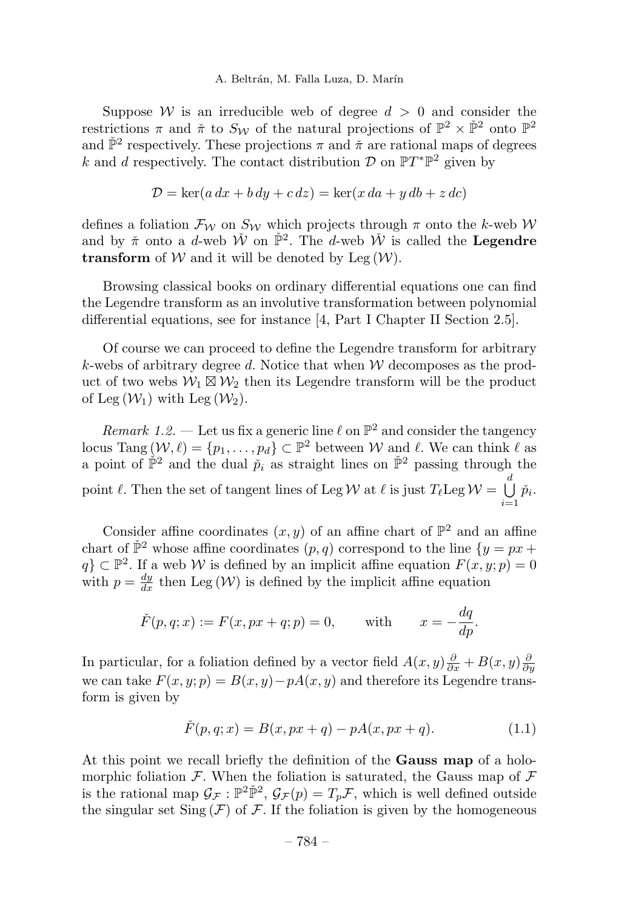Suppose $\mathcal{W}$ is an irreducible web of degree $d > 0$ and consider the restrictions $\pi$ and $\check{\pi}$ to $S_{\mathcal{W}}$ of the natural projections of $\mathbb{P}^2 \times \check{\mathbb{P}}^2$ onto $\mathbb{P}^2$ and $\check{\mathbb{P}}^2$ respectively. These projections $\pi$ and $\check{\pi}$ are rational maps of degrees $k$ and $d$ respectively. The contact distribution $\mathcal{D}$ on $\mathbb{P}T^*\mathbb{P}^2$ given by

$$\mathcal{D} = \ker(a\,dx + b\,dy + c\,dz) = \ker(x\,da + y\,db + z\,dc)$$

defines a foliation $\mathcal{F}_{\mathcal{W}}$ on $S_{\mathcal{W}}$ which projects through $\pi$ onto the $k$-web $\mathcal{W}$ and by $\check{\pi}$ onto a $d$-web $\check{\mathcal{W}}$ on $\check{\mathbb{P}}^2$. The $d$-web $\check{\mathcal{W}}$ is called the **Legendre transform** of $\mathcal{W}$ and it will be denoted by $\operatorname{Leg}(\mathcal{W})$.

Browsing classical books on ordinary differential equations one can find the Legendre transform as an involutive transformation between polynomial differential equations, see for instance [4, Part I Chapter II Section 2.5].

Of course we can proceed to define the Legendre transform for arbitrary $k$-webs of arbitrary degree $d$. Notice that when $\mathcal{W}$ decomposes as the product of two webs $\mathcal{W}_1 \boxtimes \mathcal{W}_2$ then its Legendre transform will be the product of $\operatorname{Leg}(\mathcal{W}_1)$ with $\operatorname{Leg}(\mathcal{W}_2)$.

*Remark 1.2.* — Let us fix a generic line $\ell$ on $\mathbb{P}^2$ and consider the tangency locus $\operatorname{Tang}(\mathcal{W}, \ell) = \{p_1, \ldots, p_d\} \subset \mathbb{P}^2$ between $\mathcal{W}$ and $\ell$. We can think $\ell$ as a point of $\check{\mathbb{P}}^2$ and the dual $\check{p}_i$ as straight lines on $\check{\mathbb{P}}^2$ passing through the point $\ell$. Then the set of tangent lines of $\operatorname{Leg}\mathcal{W}$ at $\ell$ is just $T_\ell \operatorname{Leg}\mathcal{W} = \bigcup_{i=1}^{d} \check{p}_i$.

Consider affine coordinates $(x, y)$ of an affine chart of $\mathbb{P}^2$ and an affine chart of $\check{\mathbb{P}}^2$ whose affine coordinates $(p, q)$ correspond to the line $\{y = px + q\} \subset \mathbb{P}^2$. If a web $\mathcal{W}$ is defined by an implicit affine equation $F(x, y; p) = 0$ with $p = \frac{dy}{dx}$ then $\operatorname{Leg}(\mathcal{W})$ is defined by the implicit affine equation

$$\check{F}(p, q; x) := F(x, px + q; p) = 0, \qquad \text{with} \qquad x = -\frac{dq}{dp}.$$

In particular, for a foliation defined by a vector field $A(x, y)\frac{\partial}{\partial x} + B(x, y)\frac{\partial}{\partial y}$ we can take $F(x, y; p) = B(x, y) - pA(x, y)$ and therefore its Legendre transform is given by

$$\check{F}(p, q; x) = B(x, px + q) - pA(x, px + q). \tag{1.1}$$

At this point we recall briefly the definition of the **Gauss map** of a holomorphic foliation $\mathcal{F}$. When the foliation is saturated, the Gauss map of $\mathcal{F}$ is the rational map $\mathcal{G}_{\mathcal{F}} : \mathbb{P}^2 \check{\mathbb{P}}^2$, $\mathcal{G}_{\mathcal{F}}(p) = T_p\mathcal{F}$, which is well defined outside the singular set $\operatorname{Sing}(\mathcal{F})$ of $\mathcal{F}$. If the foliation is given by the homogeneous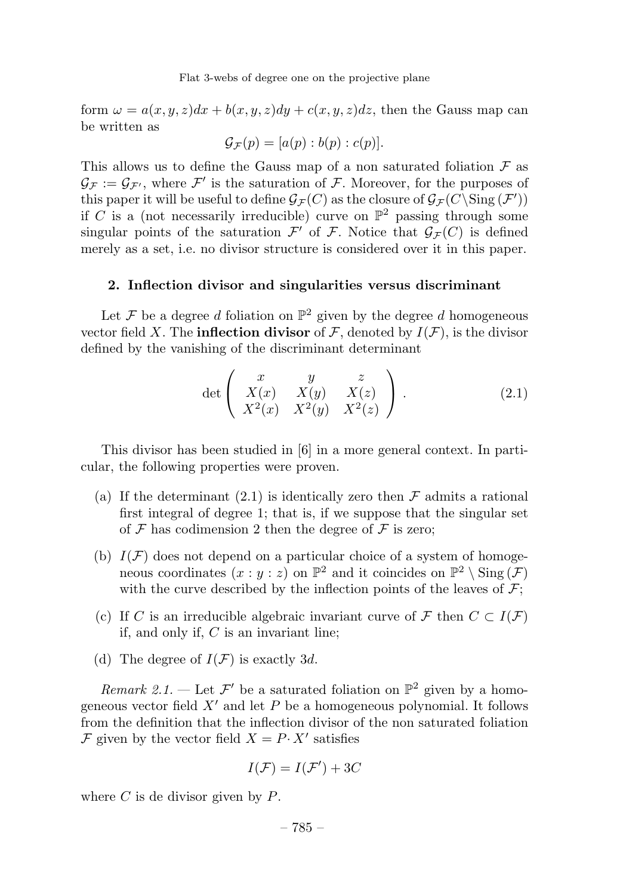form $\omega = a(x,y,z)dx + b(x,y,z)dy + c(x,y,z)dz$, then the Gauss map can be written as

$$\mathcal{G}_{\mathcal{F}}(p) = [a(p) : b(p) : c(p)].$$

This allows us to define the Gauss map of a non saturated foliation $\mathcal{F}$ as $\mathcal{G}_{\mathcal{F}} := \mathcal{G}_{\mathcal{F}'}$, where $\mathcal{F}'$ is the saturation of $\mathcal{F}$. Moreover, for the purposes of this paper it will be useful to define $\mathcal{G}_{\mathcal{F}}(C)$ as the closure of $\mathcal{G}_{\mathcal{F}}(C \backslash \mathrm{Sing}\,(\mathcal{F}'))$ if $C$ is a (not necessarily irreducible) curve on $\mathbb{P}^2$ passing through some singular points of the saturation $\mathcal{F}'$ of $\mathcal{F}$. Notice that $\mathcal{G}_{\mathcal{F}}(C)$ is defined merely as a set, i.e. no divisor structure is considered over it in this paper.

## 2. Inflection divisor and singularities versus discriminant

Let $\mathcal{F}$ be a degree $d$ foliation on $\mathbb{P}^2$ given by the degree $d$ homogeneous vector field $X$. The **inflection divisor** of $\mathcal{F}$, denoted by $I(\mathcal{F})$, is the divisor defined by the vanishing of the discriminant determinant

$$\det \begin{pmatrix} x & y & z \\ X(x) & X(y) & X(z) \\ X^2(x) & X^2(y) & X^2(z) \end{pmatrix}. \tag{2.1}$$

This divisor has been studied in [6] in a more general context. In particular, the following properties were proven.

(a) If the determinant (2.1) is identically zero then $\mathcal{F}$ admits a rational first integral of degree 1; that is, if we suppose that the singular set of $\mathcal{F}$ has codimension 2 then the degree of $\mathcal{F}$ is zero;

(b) $I(\mathcal{F})$ does not depend on a particular choice of a system of homogeneous coordinates $(x : y : z)$ on $\mathbb{P}^2$ and it coincides on $\mathbb{P}^2 \setminus \mathrm{Sing}\,(\mathcal{F})$ with the curve described by the inflection points of the leaves of $\mathcal{F}$;

(c) If $C$ is an irreducible algebraic invariant curve of $\mathcal{F}$ then $C \subset I(\mathcal{F})$ if, and only if, $C$ is an invariant line;

(d) The degree of $I(\mathcal{F})$ is exactly $3d$.

*Remark 2.1.* — Let $\mathcal{F}'$ be a saturated foliation on $\mathbb{P}^2$ given by a homogeneous vector field $X'$ and let $P$ be a homogeneous polynomial. It follows from the definition that the inflection divisor of the non saturated foliation $\mathcal{F}$ given by the vector field $X = P \cdot X'$ satisfies

$$I(\mathcal{F}) = I(\mathcal{F}') + 3C$$

where $C$ is de divisor given by $P$.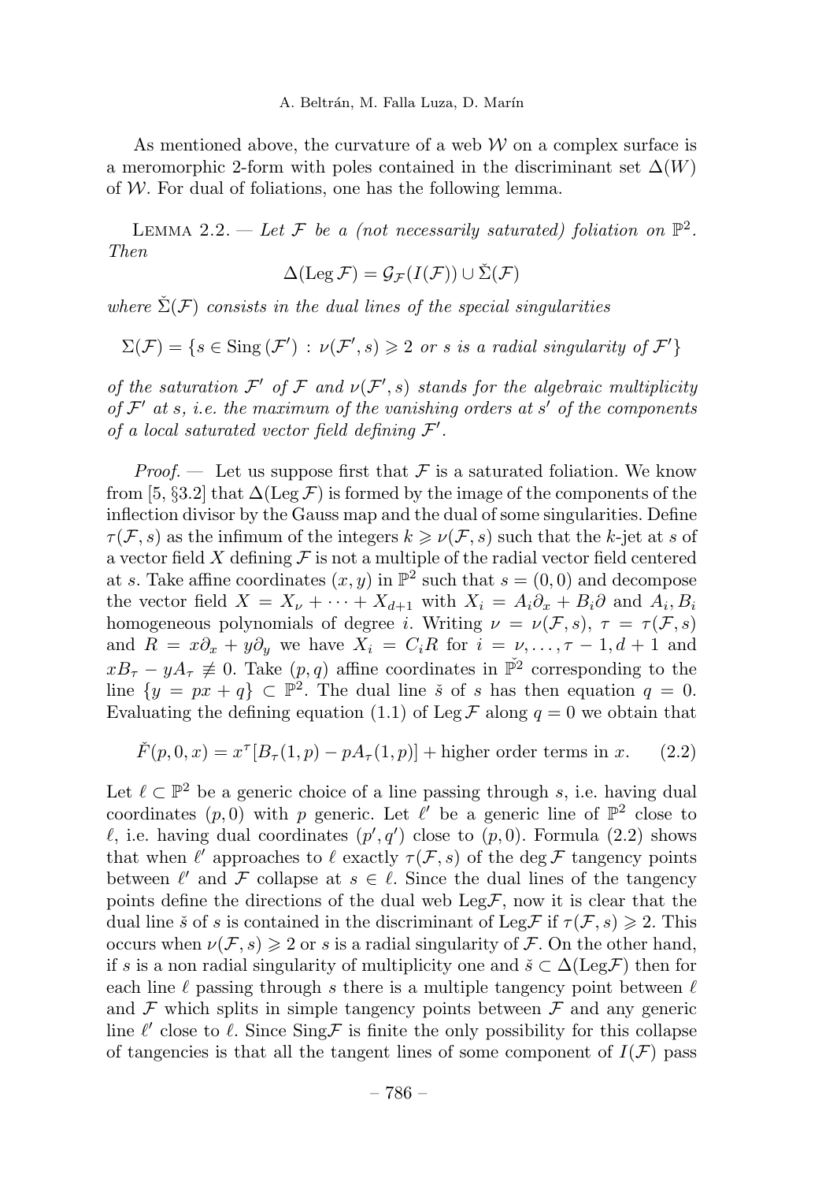As mentioned above, the curvature of a web $\mathcal{W}$ on a complex surface is a meromorphic 2-form with poles contained in the discriminant set $\Delta(W)$ of $\mathcal{W}$. For dual of foliations, one has the following lemma.

Lemma 2.2. — *Let $\mathcal{F}$ be a (not necessarily saturated) foliation on $\mathbb{P}^2$. Then*

$$\Delta(\operatorname{Leg}\mathcal{F}) = \mathcal{G}_{\mathcal{F}}(I(\mathcal{F})) \cup \check{\Sigma}(\mathcal{F})$$

*where $\check{\Sigma}(\mathcal{F})$ consists in the dual lines of the special singularities*

$$\Sigma(\mathcal{F}) = \{s \in \operatorname{Sing}(\mathcal{F}') \,:\, \nu(\mathcal{F}', s) \geqslant 2 \text{ or } s \text{ is a radial singularity of } \mathcal{F}'\}$$

*of the saturation $\mathcal{F}'$ of $\mathcal{F}$ and $\nu(\mathcal{F}', s)$ stands for the algebraic multiplicity of $\mathcal{F}'$ at $s$, i.e. the maximum of the vanishing orders at $s'$ of the components of a local saturated vector field defining $\mathcal{F}'$.*

*Proof.* — Let us suppose first that $\mathcal{F}$ is a saturated foliation. We know from [5, §3.2] that $\Delta(\operatorname{Leg}\mathcal{F})$ is formed by the image of the components of the inflection divisor by the Gauss map and the dual of some singularities. Define $\tau(\mathcal{F}, s)$ as the infimum of the integers $k \geqslant \nu(\mathcal{F}, s)$ such that the $k$-jet at $s$ of a vector field $X$ defining $\mathcal{F}$ is not a multiple of the radial vector field centered at $s$. Take affine coordinates $(x, y)$ in $\mathbb{P}^2$ such that $s = (0, 0)$ and decompose the vector field $X = X_\nu + \cdots + X_{d+1}$ with $X_i = A_i\partial_x + B_i\partial$ and $A_i, B_i$ homogeneous polynomials of degree $i$. Writing $\nu = \nu(\mathcal{F}, s)$, $\tau = \tau(\mathcal{F}, s)$ and $R = x\partial_x + y\partial_y$ we have $X_i = C_i R$ for $i = \nu, \ldots, \tau - 1, d + 1$ and $xB_\tau - yA_\tau \not\equiv 0$. Take $(p, q)$ affine coordinates in $\check{\mathbb{P}}^2$ corresponding to the line $\{y = px + q\} \subset \mathbb{P}^2$. The dual line $\check{s}$ of $s$ has then equation $q = 0$. Evaluating the defining equation (1.1) of $\operatorname{Leg}\mathcal{F}$ along $q = 0$ we obtain that

$$\check{F}(p, 0, x) = x^\tau[B_\tau(1, p) - pA_\tau(1, p)] + \text{higher order terms in } x. \tag{2.2}$$

Let $\ell \subset \mathbb{P}^2$ be a generic choice of a line passing through $s$, i.e. having dual coordinates $(p, 0)$ with $p$ generic. Let $\ell'$ be a generic line of $\mathbb{P}^2$ close to $\ell$, i.e. having dual coordinates $(p', q')$ close to $(p, 0)$. Formula (2.2) shows that when $\ell'$ approaches to $\ell$ exactly $\tau(\mathcal{F}, s)$ of the $\deg\mathcal{F}$ tangency points between $\ell'$ and $\mathcal{F}$ collapse at $s \in \ell$. Since the dual lines of the tangency points define the directions of the dual web $\operatorname{Leg}\mathcal{F}$, now it is clear that the dual line $\check{s}$ of $s$ is contained in the discriminant of $\operatorname{Leg}\mathcal{F}$ if $\tau(\mathcal{F}, s) \geqslant 2$. This occurs when $\nu(\mathcal{F}, s) \geqslant 2$ or $s$ is a radial singularity of $\mathcal{F}$. On the other hand, if $s$ is a non radial singularity of multiplicity one and $\check{s} \subset \Delta(\operatorname{Leg}\mathcal{F})$ then for each line $\ell$ passing through $s$ there is a multiple tangency point between $\ell$ and $\mathcal{F}$ which splits in simple tangency points between $\mathcal{F}$ and any generic line $\ell'$ close to $\ell$. Since $\operatorname{Sing}\mathcal{F}$ is finite the only possibility for this collapse of tangencies is that all the tangent lines of some component of $I(\mathcal{F})$ pass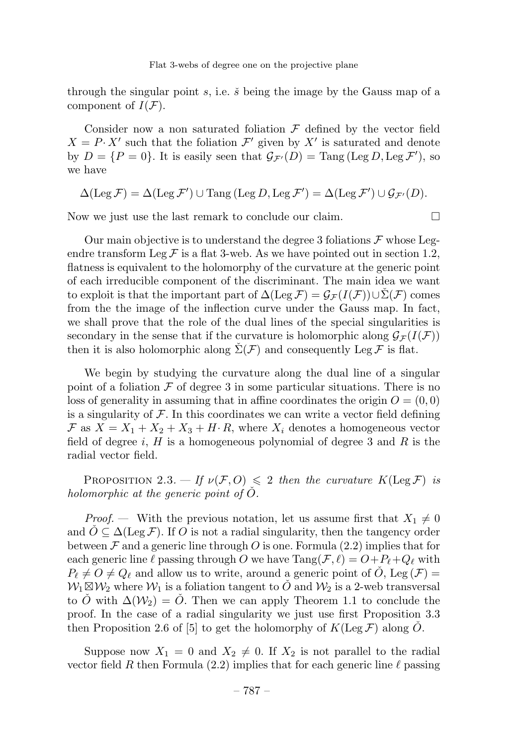through the singular point $s$, i.e. $\check{s}$ being the image by the Gauss map of a component of $I(\mathcal{F})$.

Consider now a non saturated foliation $\mathcal{F}$ defined by the vector field $X = P\cdot X'$ such that the foliation $\mathcal{F}'$ given by $X'$ is saturated and denote by $D = \{P = 0\}$. It is easily seen that $\mathcal{G}_{\mathcal{F}'}(D) = \operatorname{Tang}(\operatorname{Leg} D, \operatorname{Leg} \mathcal{F}')$, so we have

$$\Delta(\operatorname{Leg} \mathcal{F}) = \Delta(\operatorname{Leg} \mathcal{F}') \cup \operatorname{Tang}(\operatorname{Leg} D, \operatorname{Leg} \mathcal{F}') = \Delta(\operatorname{Leg} \mathcal{F}') \cup \mathcal{G}_{\mathcal{F}'}(D).$$

Now we just use the last remark to conclude our claim. $\square$

Our main objective is to understand the degree 3 foliations $\mathcal{F}$ whose Legendre transform $\operatorname{Leg} \mathcal{F}$ is a flat 3-web. As we have pointed out in section 1.2, flatness is equivalent to the holomorphy of the curvature at the generic point of each irreducible component of the discriminant. The main idea we want to exploit is that the important part of $\Delta(\operatorname{Leg} \mathcal{F}) = \mathcal{G}_{\mathcal{F}}(I(\mathcal{F})) \cup \check{\Sigma}(\mathcal{F})$ comes from the the image of the inflection curve under the Gauss map. In fact, we shall prove that the role of the dual lines of the special singularities is secondary in the sense that if the curvature is holomorphic along $\mathcal{G}_{\mathcal{F}}(I(\mathcal{F}))$ then it is also holomorphic along $\check{\Sigma}(\mathcal{F})$ and consequently $\operatorname{Leg} \mathcal{F}$ is flat.

We begin by studying the curvature along the dual line of a singular point of a foliation $\mathcal{F}$ of degree 3 in some particular situations. There is no loss of generality in assuming that in affine coordinates the origin $O = (0, 0)$ is a singularity of $\mathcal{F}$. In this coordinates we can write a vector field defining $\mathcal{F}$ as $X = X_1 + X_2 + X_3 + H \cdot R$, where $X_i$ denotes a homogeneous vector field of degree $i$, $H$ is a homogeneous polynomial of degree 3 and $R$ is the radial vector field.

Proposition 2.3. — *If $\nu(\mathcal{F}, O) \leqslant 2$ then the curvature $K(\operatorname{Leg} \mathcal{F})$ is holomorphic at the generic point of $\check{O}$.*

*Proof.* — With the previous notation, let us assume first that $X_1 \neq 0$ and $\check{O} \subseteq \Delta(\operatorname{Leg} \mathcal{F})$. If $O$ is not a radial singularity, then the tangency order between $\mathcal{F}$ and a generic line through $O$ is one. Formula (2.2) implies that for each generic line $\ell$ passing through $O$ we have $\operatorname{Tang}(\mathcal{F}, \ell) = O + P_\ell + Q_\ell$ with $P_\ell \neq O \neq Q_\ell$ and allow us to write, around a generic point of $\check{O}$, $\operatorname{Leg}(\mathcal{F}) = \mathcal{W}_1 \boxtimes \mathcal{W}_2$ where $\mathcal{W}_1$ is a foliation tangent to $\check{O}$ and $\mathcal{W}_2$ is a 2-web transversal to $\check{O}$ with $\Delta(\mathcal{W}_2) = \check{O}$. Then we can apply Theorem 1.1 to conclude the proof. In the case of a radial singularity we just use first Proposition 3.3 then Proposition 2.6 of [5] to get the holomorphy of $K(\operatorname{Leg} \mathcal{F})$ along $\check{O}$.

Suppose now $X_1 = 0$ and $X_2 \neq 0$. If $X_2$ is not parallel to the radial vector field $R$ then Formula (2.2) implies that for each generic line $\ell$ passing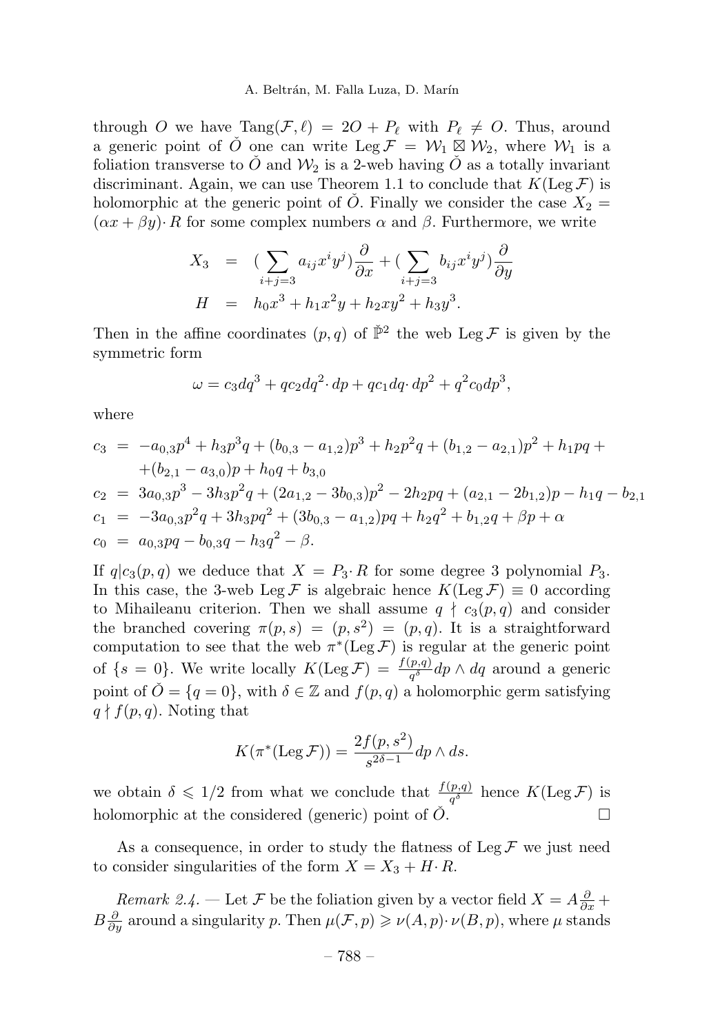through $O$ we have $\mathrm{Tang}(\mathcal{F},\ell) = 2O + P_\ell$ with $P_\ell \neq O$. Thus, around a generic point of $\check{O}$ one can write $\mathrm{Leg}\,\mathcal{F} = \mathcal{W}_1 \boxtimes \mathcal{W}_2$, where $\mathcal{W}_1$ is a foliation transverse to $\check{O}$ and $\mathcal{W}_2$ is a 2-web having $\check{O}$ as a totally invariant discriminant. Again, we can use Theorem 1.1 to conclude that $K(\mathrm{Leg}\,\mathcal{F})$ is holomorphic at the generic point of $\check{O}$. Finally we consider the case $X_2 = (\alpha x + \beta y)\cdot R$ for some complex numbers $\alpha$ and $\beta$. Furthermore, we write

$$
\begin{aligned}
X_3 &= \Big(\sum_{i+j=3} a_{ij}x^i y^j\Big)\frac{\partial}{\partial x} + \Big(\sum_{i+j=3} b_{ij}x^i y^j\Big)\frac{\partial}{\partial y} \\
H &= h_0x^3 + h_1x^2y + h_2xy^2 + h_3y^3.
\end{aligned}
$$

Then in the affine coordinates $(p,q)$ of $\check{\mathbb{P}}^2$ the web $\mathrm{Leg}\,\mathcal{F}$ is given by the symmetric form

$$
\omega = c_3dq^3 + qc_2dq^2\cdot dp + qc_1dq\cdot dp^2 + q^2c_0dp^3,
$$

where

$$
\begin{aligned}
c_3 &= -a_{0,3}p^4 + h_3p^3q + (b_{0,3} - a_{1,2})p^3 + h_2p^2q + (b_{1,2} - a_{2,1})p^2 + h_1pq + \\
&\quad +(b_{2,1} - a_{3,0})p + h_0q + b_{3,0} \\
c_2 &= 3a_{0,3}p^3 - 3h_3p^2q + (2a_{1,2} - 3b_{0,3})p^2 - 2h_2pq + (a_{2,1} - 2b_{1,2})p - h_1q - b_{2,1} \\
c_1 &= -3a_{0,3}p^2q + 3h_3pq^2 + (3b_{0,3} - a_{1,2})pq + h_2q^2 + b_{1,2}q + \beta p + \alpha \\
c_0 &= a_{0,3}pq - b_{0,3}q - h_3q^2 - \beta.
\end{aligned}
$$

If $q|c_3(p,q)$ we deduce that $X = P_3\cdot R$ for some degree 3 polynomial $P_3$. In this case, the 3-web $\mathrm{Leg}\,\mathcal{F}$ is algebraic hence $K(\mathrm{Leg}\,\mathcal{F}) \equiv 0$ according to Mihaileanu criterion. Then we shall assume $q \nmid c_3(p,q)$ and consider the branched covering $\pi(p,s) = (p,s^2) = (p,q)$. It is a straightforward computation to see that the web $\pi^*(\mathrm{Leg}\,\mathcal{F})$ is regular at the generic point of $\{s=0\}$. We write locally $K(\mathrm{Leg}\,\mathcal{F}) = \frac{f(p,q)}{q^\delta}dp\wedge dq$ around a generic point of $\check{O} = \{q=0\}$, with $\delta\in\mathbb{Z}$ and $f(p,q)$ a holomorphic germ satisfying $q \nmid f(p,q)$. Noting that

$$
K(\pi^*(\mathrm{Leg}\,\mathcal{F})) = \frac{2f(p,s^2)}{s^{2\delta-1}}dp\wedge ds.
$$

we obtain $\delta \leqslant 1/2$ from what we conclude that $\frac{f(p,q)}{q^\delta}$ hence $K(\mathrm{Leg}\,\mathcal{F})$ is holomorphic at the considered (generic) point of $\check{O}$. $\square$

As a consequence, in order to study the flatness of $\mathrm{Leg}\,\mathcal{F}$ we just need to consider singularities of the form $X = X_3 + H\cdot R$.

*Remark 2.4.* — Let $\mathcal{F}$ be the foliation given by a vector field $X = A\frac{\partial}{\partial x} + B\frac{\partial}{\partial y}$ around a singularity $p$. Then $\mu(\mathcal{F},p) \geqslant \nu(A,p)\cdot\nu(B,p)$, where $\mu$ stands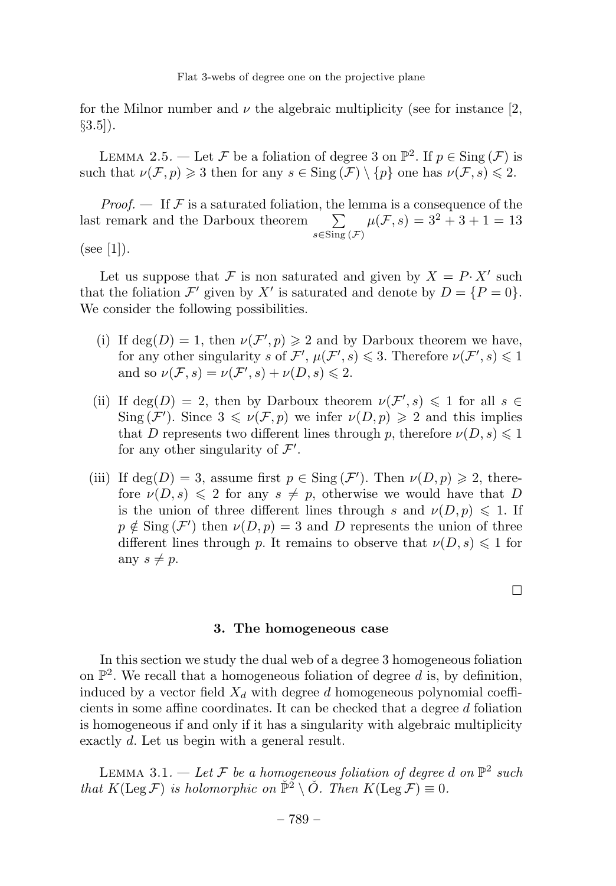for the Milnor number and $\nu$ the algebraic multiplicity (see for instance [2, §3.5]).

Lemma 2.5. — *Let $\mathcal{F}$ be a foliation of degree 3 on $\mathbb{P}^2$. If $p \in \operatorname{Sing}(\mathcal{F})$ is such that $\nu(\mathcal{F}, p) \geqslant 3$ then for any $s \in \operatorname{Sing}(\mathcal{F}) \setminus \{p\}$ one has $\nu(\mathcal{F}, s) \leqslant 2$.*

*Proof.* — If $\mathcal{F}$ is a saturated foliation, the lemma is a consequence of the last remark and the Darboux theorem $\sum_{s \in \operatorname{Sing}(\mathcal{F})} \mu(\mathcal{F}, s) = 3^2 + 3 + 1 = 13$ (see [1]).

Let us suppose that $\mathcal{F}$ is non saturated and given by $X = P \cdot X'$ such that the foliation $\mathcal{F}'$ given by $X'$ is saturated and denote by $D = \{P = 0\}$. We consider the following possibilities.

(i) If $\deg(D) = 1$, then $\nu(\mathcal{F}', p) \geqslant 2$ and by Darboux theorem we have, for any other singularity $s$ of $\mathcal{F}'$, $\mu(\mathcal{F}', s) \leqslant 3$. Therefore $\nu(\mathcal{F}', s) \leqslant 1$ and so $\nu(\mathcal{F}, s) = \nu(\mathcal{F}', s) + \nu(D, s) \leqslant 2$.

(ii) If $\deg(D) = 2$, then by Darboux theorem $\nu(\mathcal{F}', s) \leqslant 1$ for all $s \in \operatorname{Sing}(\mathcal{F}')$. Since $3 \leqslant \nu(\mathcal{F}, p)$ we infer $\nu(D, p) \geqslant 2$ and this implies that $D$ represents two different lines through $p$, therefore $\nu(D, s) \leqslant 1$ for any other singularity of $\mathcal{F}'$.

(iii) If $\deg(D) = 3$, assume first $p \in \operatorname{Sing}(\mathcal{F}')$. Then $\nu(D, p) \geqslant 2$, therefore $\nu(D, s) \leqslant 2$ for any $s \neq p$, otherwise we would have that $D$ is the union of three different lines through $s$ and $\nu(D, p) \leqslant 1$. If $p \notin \operatorname{Sing}(\mathcal{F}')$ then $\nu(D, p) = 3$ and $D$ represents the union of three different lines through $p$. It remains to observe that $\nu(D, s) \leqslant 1$ for any $s \neq p$.

□

## 3. The homogeneous case

In this section we study the dual web of a degree 3 homogeneous foliation on $\mathbb{P}^2$. We recall that a homogeneous foliation of degree $d$ is, by definition, induced by a vector field $X_d$ with degree $d$ homogeneous polynomial coefficients in some affine coordinates. It can be checked that a degree $d$ foliation is homogeneous if and only if it has a singularity with algebraic multiplicity exactly $d$. Let us begin with a general result.

Lemma 3.1. — *Let $\mathcal{F}$ be a homogeneous foliation of degree $d$ on $\mathbb{P}^2$ such that $K(\operatorname{Leg}\mathcal{F})$ is holomorphic on $\check{\mathbb{P}}^2 \setminus \check{O}$. Then $K(\operatorname{Leg}\mathcal{F}) \equiv 0$.*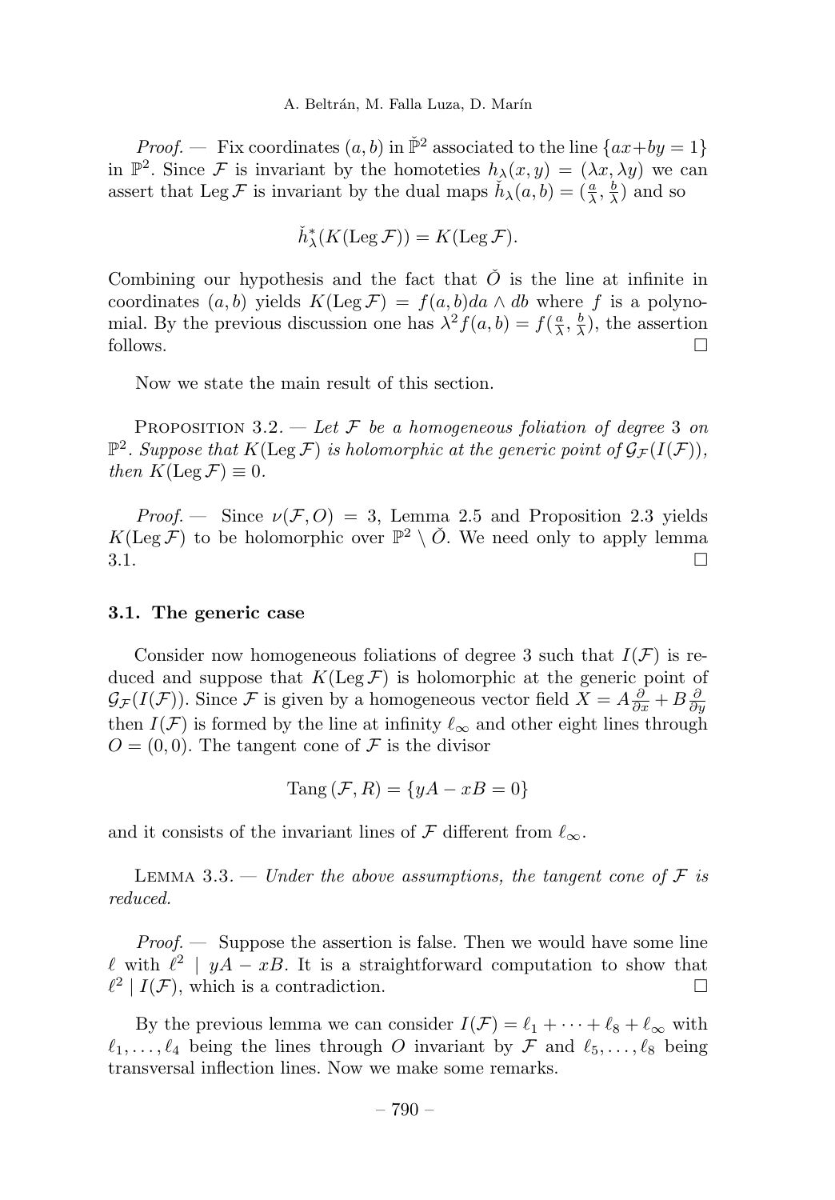*Proof.* — Fix coordinates $(a, b)$ in $\check{\mathbb{P}}^2$ associated to the line $\{ax+by = 1\}$ in $\mathbb{P}^2$. Since $\mathcal{F}$ is invariant by the homoteties $h_\lambda(x, y) = (\lambda x, \lambda y)$ we can assert that $\operatorname{Leg}\mathcal{F}$ is invariant by the dual maps $\check{h}_\lambda(a, b) = (\frac{a}{\lambda}, \frac{b}{\lambda})$ and so

$$\check{h}_\lambda^*(K(\operatorname{Leg}\mathcal{F})) = K(\operatorname{Leg}\mathcal{F}).$$

Combining our hypothesis and the fact that $\check{O}$ is the line at infinite in coordinates $(a, b)$ yields $K(\operatorname{Leg}\mathcal{F}) = f(a, b)da \wedge db$ where $f$ is a polynomial. By the previous discussion one has $\lambda^2 f(a, b) = f(\frac{a}{\lambda}, \frac{b}{\lambda})$, the assertion follows. □

Now we state the main result of this section.

PROPOSITION 3.2. — *Let $\mathcal{F}$ be a homogeneous foliation of degree 3 on $\mathbb{P}^2$. Suppose that $K(\operatorname{Leg}\mathcal{F})$ is holomorphic at the generic point of $\mathcal{G}_\mathcal{F}(I(\mathcal{F}))$, then $K(\operatorname{Leg}\mathcal{F}) \equiv 0$.*

*Proof.* — Since $\nu(\mathcal{F}, O) = 3$, Lemma 2.5 and Proposition 2.3 yields $K(\operatorname{Leg}\mathcal{F})$ to be holomorphic over $\mathbb{P}^2 \setminus \check{O}$. We need only to apply lemma 3.1. □

### 3.1. The generic case

Consider now homogeneous foliations of degree 3 such that $I(\mathcal{F})$ is reduced and suppose that $K(\operatorname{Leg}\mathcal{F})$ is holomorphic at the generic point of $\mathcal{G}_\mathcal{F}(I(\mathcal{F}))$. Since $\mathcal{F}$ is given by a homogeneous vector field $X = A\frac{\partial}{\partial x} + B\frac{\partial}{\partial y}$ then $I(\mathcal{F})$ is formed by the line at infinity $\ell_\infty$ and other eight lines through $O = (0, 0)$. The tangent cone of $\mathcal{F}$ is the divisor

$$\operatorname{Tang}(\mathcal{F}, R) = \{yA - xB = 0\}$$

and it consists of the invariant lines of $\mathcal{F}$ different from $\ell_\infty$.

LEMMA 3.3. — *Under the above assumptions, the tangent cone of $\mathcal{F}$ is reduced.*

*Proof.* — Suppose the assertion is false. Then we would have some line $\ell$ with $\ell^2 \mid yA - xB$. It is a straightforward computation to show that $\ell^2 \mid I(\mathcal{F})$, which is a contradiction. □

By the previous lemma we can consider $I(\mathcal{F}) = \ell_1 + \cdots + \ell_8 + \ell_\infty$ with $\ell_1, \ldots, \ell_4$ being the lines through $O$ invariant by $\mathcal{F}$ and $\ell_5, \ldots, \ell_8$ being transversal inflection lines. Now we make some remarks.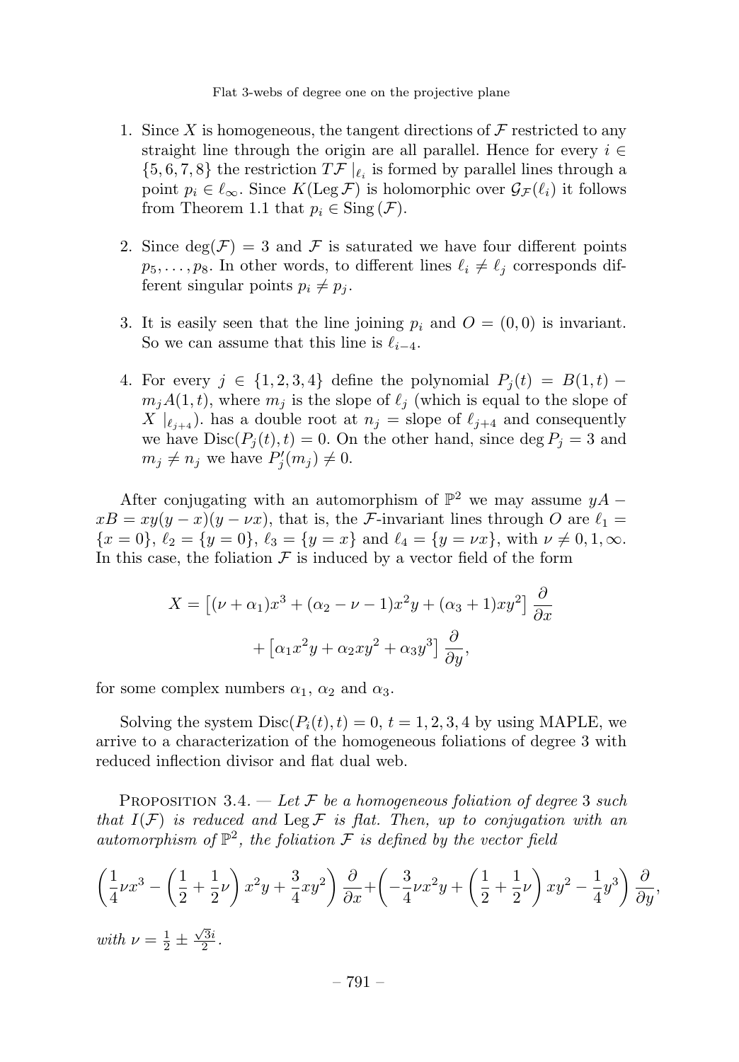1. Since $X$ is homogeneous, the tangent directions of $\mathcal{F}$ restricted to any straight line through the origin are all parallel. Hence for every $i \in \{5,6,7,8\}$ the restriction $T\mathcal{F}\mid_{\ell_i}$ is formed by parallel lines through a point $p_i \in \ell_\infty$. Since $K(\operatorname{Leg}\mathcal{F})$ is holomorphic over $\mathcal{G}_{\mathcal{F}}(\ell_i)$ it follows from Theorem 1.1 that $p_i \in \operatorname{Sing}(\mathcal{F})$.

2. Since $\deg(\mathcal{F}) = 3$ and $\mathcal{F}$ is saturated we have four different points $p_5, \ldots, p_8$. In other words, to different lines $\ell_i \neq \ell_j$ corresponds different singular points $p_i \neq p_j$.

3. It is easily seen that the line joining $p_i$ and $O = (0,0)$ is invariant. So we can assume that this line is $\ell_{i-4}$.

4. For every $j \in \{1,2,3,4\}$ define the polynomial $P_j(t) = B(1,t) - m_j A(1,t)$, where $m_j$ is the slope of $\ell_j$ (which is equal to the slope of $X\mid_{\ell_{j+4}}$). has a double root at $n_j$ = slope of $\ell_{j+4}$ and consequently we have $\operatorname{Disc}(P_j(t), t) = 0$. On the other hand, since $\deg P_j = 3$ and $m_j \neq n_j$ we have $P_j'(m_j) \neq 0$.

After conjugating with an automorphism of $\mathbb{P}^2$ we may assume $yA - xB = xy(y-x)(y-\nu x)$, that is, the $\mathcal{F}$-invariant lines through $O$ are $\ell_1 = \{x = 0\}$, $\ell_2 = \{y = 0\}$, $\ell_3 = \{y = x\}$ and $\ell_4 = \{y = \nu x\}$, with $\nu \neq 0, 1, \infty$. In this case, the foliation $\mathcal{F}$ is induced by a vector field of the form

$$X = \left[(\nu + \alpha_1)x^3 + (\alpha_2 - \nu - 1)x^2 y + (\alpha_3 + 1)xy^2\right]\frac{\partial}{\partial x} + \left[\alpha_1 x^2 y + \alpha_2 x y^2 + \alpha_3 y^3\right]\frac{\partial}{\partial y},$$

for some complex numbers $\alpha_1$, $\alpha_2$ and $\alpha_3$.

Solving the system $\operatorname{Disc}(P_i(t), t) = 0$, $t = 1,2,3,4$ by using MAPLE, we arrive to a characterization of the homogeneous foliations of degree 3 with reduced inflection divisor and flat dual web.

Proposition 3.4. — *Let $\mathcal{F}$ be a homogeneous foliation of degree 3 such that $I(\mathcal{F})$ is reduced and $\operatorname{Leg}\mathcal{F}$ is flat. Then, up to conjugation with an automorphism of $\mathbb{P}^2$, the foliation $\mathcal{F}$ is defined by the vector field*

$$\left(\frac{1}{4}\nu x^3 - \left(\frac{1}{2} + \frac{1}{2}\nu\right)x^2 y + \frac{3}{4}xy^2\right)\frac{\partial}{\partial x} + \left(-\frac{3}{4}\nu x^2 y + \left(\frac{1}{2} + \frac{1}{2}\nu\right)xy^2 - \frac{1}{4}y^3\right)\frac{\partial}{\partial y},$$

*with $\nu = \frac{1}{2} \pm \frac{\sqrt{3}i}{2}$.*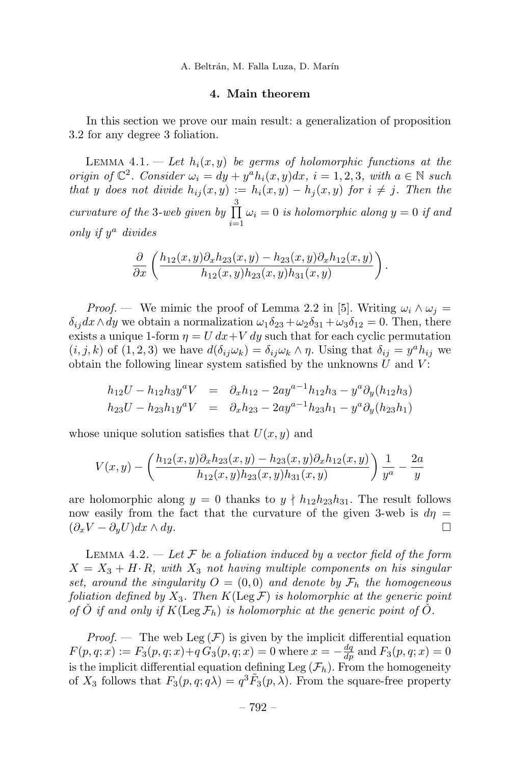## 4. Main theorem

In this section we prove our main result: a generalization of proposition 3.2 for any degree 3 foliation.

Lemma 4.1. — *Let $h_i(x,y)$ be germs of holomorphic functions at the origin of $\mathbb{C}^2$. Consider $\omega_i = dy + y^a h_i(x,y)dx$, $i = 1,2,3$, with $a \in \mathbb{N}$ such that $y$ does not divide $h_{ij}(x,y) := h_i(x,y) - h_j(x,y)$ for $i \neq j$. Then the curvature of the 3-web given by $\prod_{i=1}^{3} \omega_i = 0$ is holomorphic along $y = 0$ if and only if $y^a$ divides*

$$\frac{\partial}{\partial x}\left(\frac{h_{12}(x,y)\partial_x h_{23}(x,y) - h_{23}(x,y)\partial_x h_{12}(x,y)}{h_{12}(x,y)h_{23}(x,y)h_{31}(x,y)}\right).$$

*Proof.* — We mimic the proof of Lemma 2.2 in [5]. Writing $\omega_i \wedge \omega_j = \delta_{ij} dx \wedge dy$ we obtain a normalization $\omega_1\delta_{23} + \omega_2\delta_{31} + \omega_3\delta_{12} = 0$. Then, there exists a unique 1-form $\eta = U\,dx + V\,dy$ such that for each cyclic permutation $(i,j,k)$ of $(1,2,3)$ we have $d(\delta_{ij}\omega_k) = \delta_{ij}\omega_k \wedge \eta$. Using that $\delta_{ij} = y^a h_{ij}$ we obtain the following linear system satisfied by the unknowns $U$ and $V$:

$$\begin{aligned}
h_{12}U - h_{12}h_3 y^a V &= \partial_x h_{12} - 2ay^{a-1}h_{12}h_3 - y^a\partial_y(h_{12}h_3)\\
h_{23}U - h_{23}h_1 y^a V &= \partial_x h_{23} - 2ay^{a-1}h_{23}h_1 - y^a\partial_y(h_{23}h_1)
\end{aligned}$$

whose unique solution satisfies that $U(x,y)$ and

$$V(x,y) - \left(\frac{h_{12}(x,y)\partial_x h_{23}(x,y) - h_{23}(x,y)\partial_x h_{12}(x,y)}{h_{12}(x,y)h_{23}(x,y)h_{31}(x,y)}\right)\frac{1}{y^a} - \frac{2a}{y}$$

are holomorphic along $y = 0$ thanks to $y \nmid h_{12}h_{23}h_{31}$. The result follows now easily from the fact that the curvature of the given 3-web is $d\eta = (\partial_x V - \partial_y U)dx \wedge dy$. $\square$

Lemma 4.2. — *Let $\mathcal{F}$ be a foliation induced by a vector field of the form $X = X_3 + H \cdot R$, with $X_3$ not having multiple components on his singular set, around the singularity $O = (0,0)$ and denote by $\mathcal{F}_h$ the homogeneous foliation defined by $X_3$. Then $K(\mathrm{Leg}\,\mathcal{F})$ is holomorphic at the generic point of $\check{O}$ if and only if $K(\mathrm{Leg}\,\mathcal{F}_h)$ is holomorphic at the generic point of $\check{O}$.*

*Proof.* — The web $\mathrm{Leg}\,(\mathcal{F})$ is given by the implicit differential equation $F(p,q;x) := F_3(p,q;x) + q\,G_3(p,q;x) = 0$ where $x = -\frac{dq}{dp}$ and $F_3(p,q;x) = 0$ is the implicit differential equation defining $\mathrm{Leg}\,(\mathcal{F}_h)$. From the homogeneity of $X_3$ follows that $F_3(p,q;q\lambda) = q^3\tilde{F}_3(p,\lambda)$. From the square-free property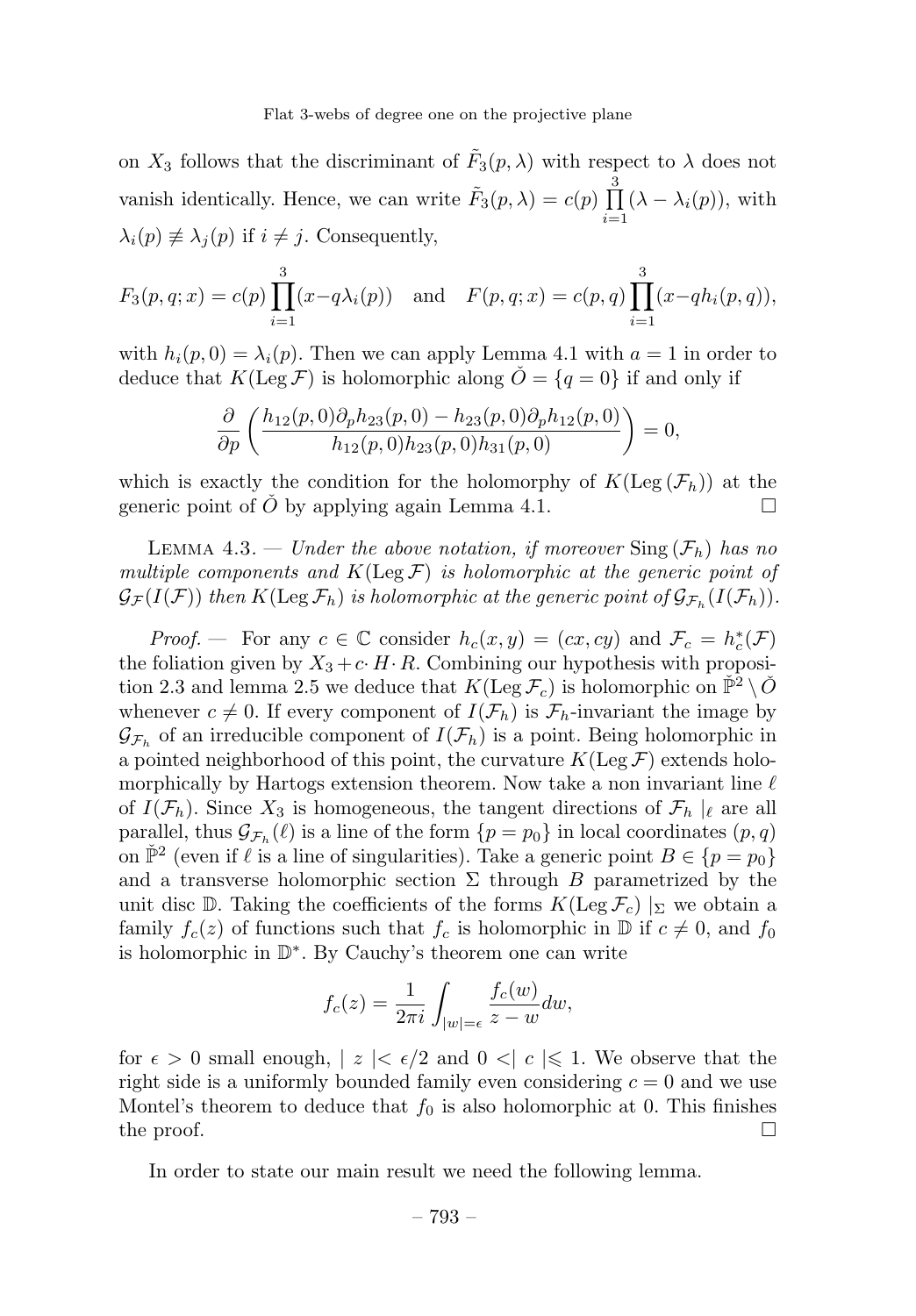on $X_3$ follows that the discriminant of $\tilde{F}_3(p,\lambda)$ with respect to $\lambda$ does not vanish identically. Hence, we can write $\tilde{F}_3(p,\lambda) = c(p)\prod_{i=1}^{3}(\lambda - \lambda_i(p))$, with $\lambda_i(p) \not\equiv \lambda_j(p)$ if $i \neq j$. Consequently,

$$F_3(p,q;x) = c(p)\prod_{i=1}^{3}(x - q\lambda_i(p)) \quad \text{and} \quad F(p,q;x) = c(p,q)\prod_{i=1}^{3}(x - qh_i(p,q)),$$

with $h_i(p,0) = \lambda_i(p)$. Then we can apply Lemma 4.1 with $a = 1$ in order to deduce that $K(\operatorname{Leg}\mathcal{F})$ is holomorphic along $\check{O} = \{q = 0\}$ if and only if

$$\frac{\partial}{\partial p}\left(\frac{h_{12}(p,0)\partial_p h_{23}(p,0) - h_{23}(p,0)\partial_p h_{12}(p,0)}{h_{12}(p,0)h_{23}(p,0)h_{31}(p,0)}\right) = 0,$$

which is exactly the condition for the holomorphy of $K(\operatorname{Leg}(\mathcal{F}_h))$ at the generic point of $\check{O}$ by applying again Lemma 4.1. □

Lemma 4.3. — *Under the above notation, if moreover* $\operatorname{Sing}(\mathcal{F}_h)$ *has no multiple components and* $K(\operatorname{Leg}\mathcal{F})$ *is holomorphic at the generic point of* $\mathcal{G}_{\mathcal{F}}(I(\mathcal{F}))$ *then* $K(\operatorname{Leg}\mathcal{F}_h)$ *is holomorphic at the generic point of* $\mathcal{G}_{\mathcal{F}_h}(I(\mathcal{F}_h))$.

*Proof.* — For any $c \in \mathbb{C}$ consider $h_c(x,y) = (cx, cy)$ and $\mathcal{F}_c = h_c^*(\mathcal{F})$ the foliation given by $X_3 + c\cdot H\cdot R$. Combining our hypothesis with proposition 2.3 and lemma 2.5 we deduce that $K(\operatorname{Leg}\mathcal{F}_c)$ is holomorphic on $\check{\mathbb{P}}^2 \setminus \check{O}$ whenever $c \neq 0$. If every component of $I(\mathcal{F}_h)$ is $\mathcal{F}_h$-invariant the image by $\mathcal{G}_{\mathcal{F}_h}$ of an irreducible component of $I(\mathcal{F}_h)$ is a point. Being holomorphic in a pointed neighborhood of this point, the curvature $K(\operatorname{Leg}\mathcal{F})$ extends holomorphically by Hartogs extension theorem. Now take a non invariant line $\ell$ of $I(\mathcal{F}_h)$. Since $X_3$ is homogeneous, the tangent directions of $\mathcal{F}_h\mid_\ell$ are all parallel, thus $\mathcal{G}_{\mathcal{F}_h}(\ell)$ is a line of the form $\{p = p_0\}$ in local coordinates $(p,q)$ on $\check{\mathbb{P}}^2$ (even if $\ell$ is a line of singularities). Take a generic point $B \in \{p = p_0\}$ and a transverse holomorphic section $\Sigma$ through $B$ parametrized by the unit disc $\mathbb{D}$. Taking the coefficients of the forms $K(\operatorname{Leg}\mathcal{F}_c)\mid_\Sigma$ we obtain a family $f_c(z)$ of functions such that $f_c$ is holomorphic in $\mathbb{D}$ if $c \neq 0$, and $f_0$ is holomorphic in $\mathbb{D}^*$. By Cauchy's theorem one can write

$$f_c(z) = \frac{1}{2\pi i}\int_{|w|=\epsilon}\frac{f_c(w)}{z - w}dw,$$

for $\epsilon > 0$ small enough, $\mid z \mid < \epsilon/2$ and $0 < \mid c \mid \leqslant 1$. We observe that the right side is a uniformly bounded family even considering $c = 0$ and we use Montel's theorem to deduce that $f_0$ is also holomorphic at 0. This finishes the proof. □

In order to state our main result we need the following lemma.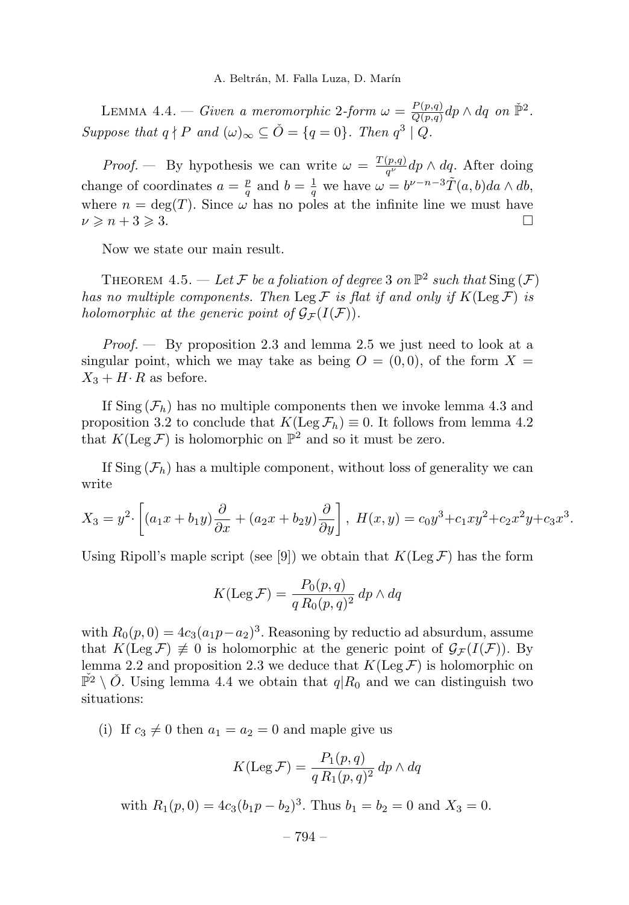LEMMA 4.4. — *Given a meromorphic 2-form $\omega = \frac{P(p,q)}{Q(p,q)} dp \wedge dq$ on $\check{\mathbb{P}}^2$. Suppose that $q \nmid P$ and $(\omega)_\infty \subseteq \check{O} = \{q = 0\}$. Then $q^3 \mid Q$.*

*Proof.* — By hypothesis we can write $\omega = \frac{T(p,q)}{q^\nu} dp \wedge dq$. After doing change of coordinates $a = \frac{p}{q}$ and $b = \frac{1}{q}$ we have $\omega = b^{\nu - n - 3} \tilde{T}(a,b) da \wedge db$, where $n = \deg(T)$. Since $\omega$ has no poles at the infinite line we must have $\nu \geqslant n + 3 \geqslant 3$. $\square$

Now we state our main result.

THEOREM 4.5. — *Let $\mathcal{F}$ be a foliation of degree 3 on $\mathbb{P}^2$ such that $\operatorname{Sing}(\mathcal{F})$ has no multiple components. Then $\operatorname{Leg}\mathcal{F}$ is flat if and only if $K(\operatorname{Leg}\mathcal{F})$ is holomorphic at the generic point of $\mathcal{G}_{\mathcal{F}}(I(\mathcal{F}))$.*

*Proof.* — By proposition 2.3 and lemma 2.5 we just need to look at a singular point, which we may take as being $O = (0,0)$, of the form $X = X_3 + H \cdot R$ as before.

If $\operatorname{Sing}(\mathcal{F}_h)$ has no multiple components then we invoke lemma 4.3 and proposition 3.2 to conclude that $K(\operatorname{Leg}\mathcal{F}_h) \equiv 0$. It follows from lemma 4.2 that $K(\operatorname{Leg}\mathcal{F})$ is holomorphic on $\mathbb{P}^2$ and so it must be zero.

If $\operatorname{Sing}(\mathcal{F}_h)$ has a multiple component, without loss of generality we can write

$$X_3 = y^2 \cdot \left[ (a_1 x + b_1 y) \frac{\partial}{\partial x} + (a_2 x + b_2 y) \frac{\partial}{\partial y} \right],\ H(x,y) = c_0 y^3 + c_1 x y^2 + c_2 x^2 y + c_3 x^3.$$

Using Ripoll's maple script (see [9]) we obtain that $K(\operatorname{Leg}\mathcal{F})$ has the form

$$K(\operatorname{Leg}\mathcal{F}) = \frac{P_0(p,q)}{q\, R_0(p,q)^2}\, dp \wedge dq$$

with $R_0(p,0) = 4c_3(a_1 p - a_2)^3$. Reasoning by reductio ad absurdum, assume that $K(\operatorname{Leg}\mathcal{F}) \not\equiv 0$ is holomorphic at the generic point of $\mathcal{G}_{\mathcal{F}}(I(\mathcal{F}))$. By lemma 2.2 and proposition 2.3 we deduce that $K(\operatorname{Leg}\mathcal{F})$ is holomorphic on $\check{\mathbb{P}}^2 \setminus \check{O}$. Using lemma 4.4 we obtain that $q | R_0$ and we can distinguish two situations:

(i) If $c_3 \neq 0$ then $a_1 = a_2 = 0$ and maple give us

$$K(\operatorname{Leg}\mathcal{F}) = \frac{P_1(p,q)}{q\, R_1(p,q)^2}\, dp \wedge dq$$

with $R_1(p,0) = 4c_3(b_1 p - b_2)^3$. Thus $b_1 = b_2 = 0$ and $X_3 = 0$.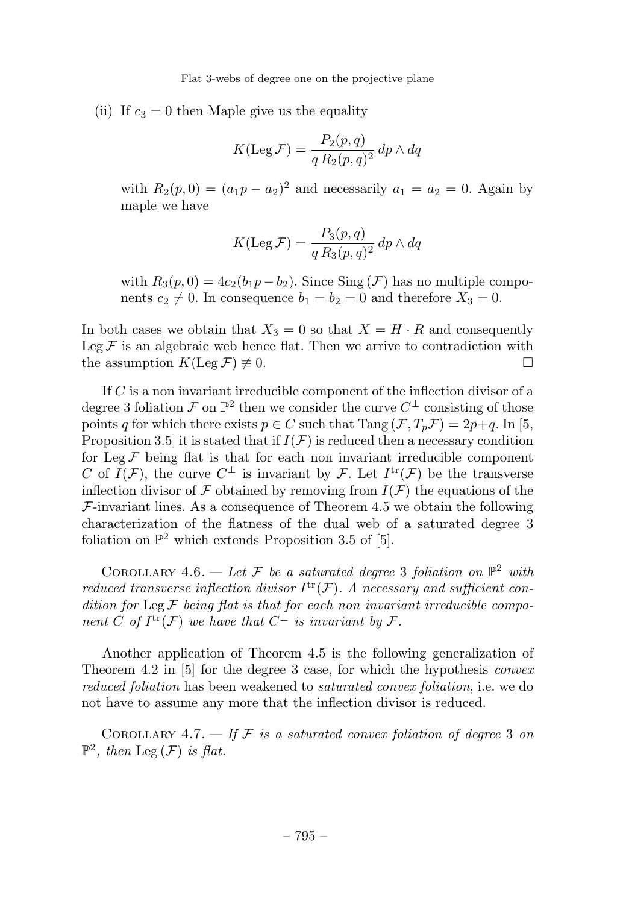(ii) If $c_3 = 0$ then Maple give us the equality

$$K(\operatorname{Leg}\mathcal{F}) = \frac{P_2(p,q)}{q\,R_2(p,q)^2}\,dp\wedge dq$$

with $R_2(p,0) = (a_1p - a_2)^2$ and necessarily $a_1 = a_2 = 0$. Again by maple we have

$$K(\operatorname{Leg}\mathcal{F}) = \frac{P_3(p,q)}{q\,R_3(p,q)^2}\,dp\wedge dq$$

with $R_3(p,0) = 4c_2(b_1p - b_2)$. Since $\operatorname{Sing}(\mathcal{F})$ has no multiple components $c_2 \neq 0$. In consequence $b_1 = b_2 = 0$ and therefore $X_3 = 0$.

In both cases we obtain that $X_3 = 0$ so that $X = H \cdot R$ and consequently $\operatorname{Leg}\mathcal{F}$ is an algebraic web hence flat. Then we arrive to contradiction with the assumption $K(\operatorname{Leg}\mathcal{F}) \not\equiv 0$. □

If $C$ is a non invariant irreducible component of the inflection divisor of a degree 3 foliation $\mathcal{F}$ on $\mathbb{P}^2$ then we consider the curve $C^\perp$ consisting of those points $q$ for which there exists $p \in C$ such that $\operatorname{Tang}(\mathcal{F}, T_p\mathcal{F}) = 2p + q$. In [5, Proposition 3.5] it is stated that if $I(\mathcal{F})$ is reduced then a necessary condition for $\operatorname{Leg}\mathcal{F}$ being flat is that for each non invariant irreducible component $C$ of $I(\mathcal{F})$, the curve $C^\perp$ is invariant by $\mathcal{F}$. Let $I^{\mathrm{tr}}(\mathcal{F})$ be the transverse inflection divisor of $\mathcal{F}$ obtained by removing from $I(\mathcal{F})$ the equations of the $\mathcal{F}$-invariant lines. As a consequence of Theorem 4.5 we obtain the following characterization of the flatness of the dual web of a saturated degree 3 foliation on $\mathbb{P}^2$ which extends Proposition 3.5 of [5].

Corollary 4.6. — *Let $\mathcal{F}$ be a saturated degree 3 foliation on $\mathbb{P}^2$ with reduced transverse inflection divisor $I^{\mathrm{tr}}(\mathcal{F})$. A necessary and sufficient condition for $\operatorname{Leg}\mathcal{F}$ being flat is that for each non invariant irreducible component $C$ of $I^{\mathrm{tr}}(\mathcal{F})$ we have that $C^\perp$ is invariant by $\mathcal{F}$.*

Another application of Theorem 4.5 is the following generalization of Theorem 4.2 in [5] for the degree 3 case, for which the hypothesis *convex reduced foliation* has been weakened to *saturated convex foliation*, i.e. we do not have to assume any more that the inflection divisor is reduced.

Corollary 4.7. — *If $\mathcal{F}$ is a saturated convex foliation of degree 3 on $\mathbb{P}^2$, then $\operatorname{Leg}(\mathcal{F})$ is flat.*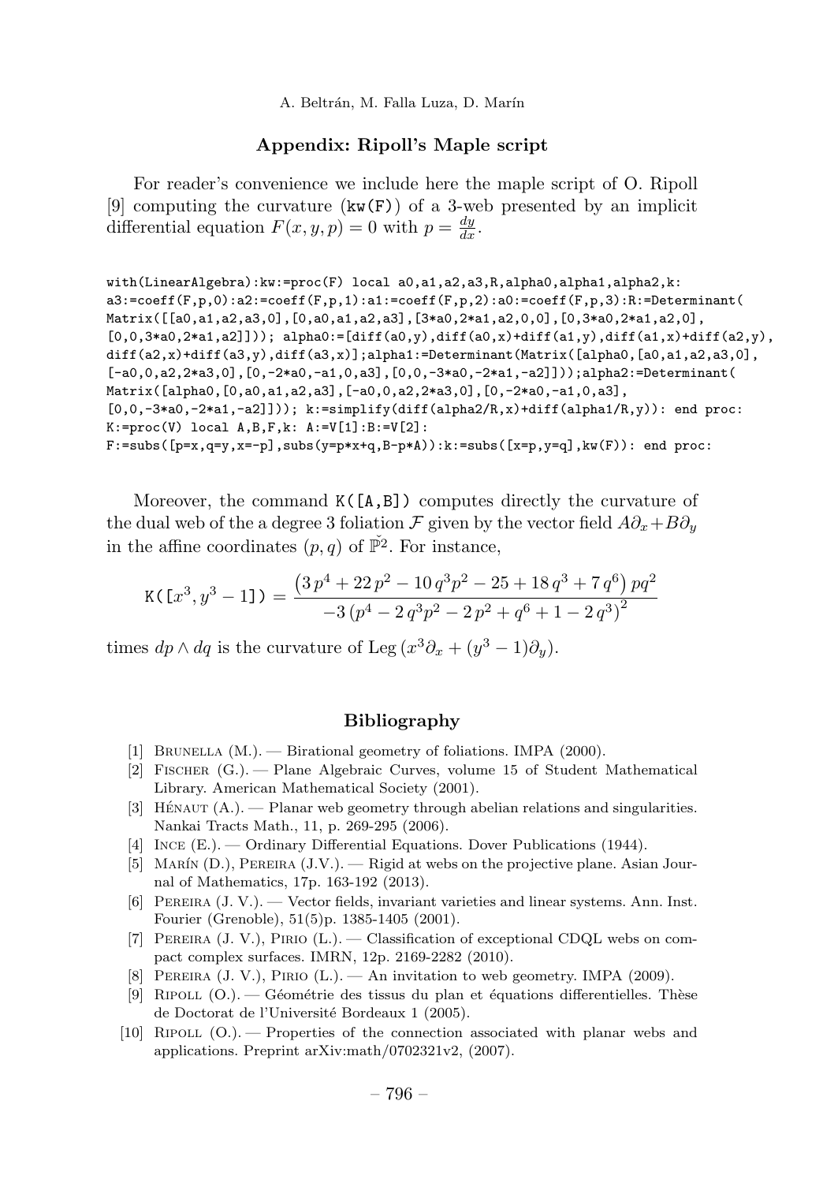## Appendix: Ripoll's Maple script

For reader's convenience we include here the maple script of O. Ripoll [9] computing the curvature (`kw(F)`) of a 3-web presented by an implicit differential equation $F(x,y,p)=0$ with $p=\frac{dy}{dx}$.

```
with(LinearAlgebra):kw:=proc(F) local a0,a1,a2,a3,R,alpha0,alpha1,alpha2,k:
a3:=coeff(F,p,0):a2:=coeff(F,p,1):a1:=coeff(F,p,2):a0:=coeff(F,p,3):R:=Determinant(
Matrix([[a0,a1,a2,a3,0],[0,a0,a1,a2,a3],[3*a0,2*a1,a2,0,0],[0,3*a0,2*a1,a2,0],
[0,0,3*a0,2*a1,a2]])); alpha0:=[diff(a0,y),diff(a0,x)+diff(a1,y),diff(a1,x)+diff(a2,y),
diff(a2,x)+diff(a3,y),diff(a3,x)];alpha1:=Determinant(Matrix([alpha0,[a0,a1,a2,a3,0],
[-a0,0,a2,2*a3,0],[0,-2*a0,-a1,0,a3],[0,0,-3*a0,-2*a1,-a2]]));alpha2:=Determinant(
Matrix([alpha0,[0,a0,a1,a2,a3],[-a0,0,a2,2*a3,0],[0,-2*a0,-a1,0,a3],
[0,0,-3*a0,-2*a1,-a2]])); k:=simplify(diff(alpha2/R,x)+diff(alpha1/R,y)): end proc:
K:=proc(V) local A,B,F,k: A:=V[1]:B:=V[2]:
F:=subs([p=x,q=y,x=-p],subs(y=p*x+q,B-p*A)):k:=subs([x=p,y=q],kw(F)): end proc:
```

Moreover, the command `K([A,B])` computes directly the curvature of the dual web of the a degree 3 foliation $\mathcal{F}$ given by the vector field $A\partial_x + B\partial_y$ in the affine coordinates $(p,q)$ of $\check{\mathbb{P}}^2$. For instance,

$$\texttt{K([}x^3, y^3-1\texttt{])} = \frac{\left(3\,p^4+22\,p^2-10\,q^3p^2-25+18\,q^3+7\,q^6\right)pq^2}{-3\left(p^4-2\,q^3p^2-2\,p^2+q^6+1-2\,q^3\right)^2}$$

times $dp\wedge dq$ is the curvature of $\operatorname{Leg}(x^3\partial_x + (y^3-1)\partial_y)$.

## Bibliography

[1] Brunella (M.). — Birational geometry of foliations. IMPA (2000).

[2] Fischer (G.). — Plane Algebraic Curves, volume 15 of Student Mathematical Library. American Mathematical Society (2001).

[3] Hénaut (A.). — Planar web geometry through abelian relations and singularities. Nankai Tracts Math., 11, p. 269-295 (2006).

[4] Ince (E.). — Ordinary Differential Equations. Dover Publications (1944).

[5] Marín (D.), Pereira (J.V.). — Rigid at webs on the projective plane. Asian Journal of Mathematics, 17p. 163-192 (2013).

[6] Pereira (J. V.). — Vector fields, invariant varieties and linear systems. Ann. Inst. Fourier (Grenoble), 51(5)p. 1385-1405 (2001).

[7] Pereira (J. V.), Pirio (L.). — Classification of exceptional CDQL webs on compact complex surfaces. IMRN, 12p. 2169-2282 (2010).

[8] Pereira (J. V.), Pirio (L.). — An invitation to web geometry. IMPA (2009).

[9] Ripoll (O.). — Géométrie des tissus du plan et équations differentielles. Thèse de Doctorat de l'Université Bordeaux 1 (2005).

[10] Ripoll (O.). — Properties of the connection associated with planar webs and applications. Preprint arXiv:math/0702321v2, (2007).